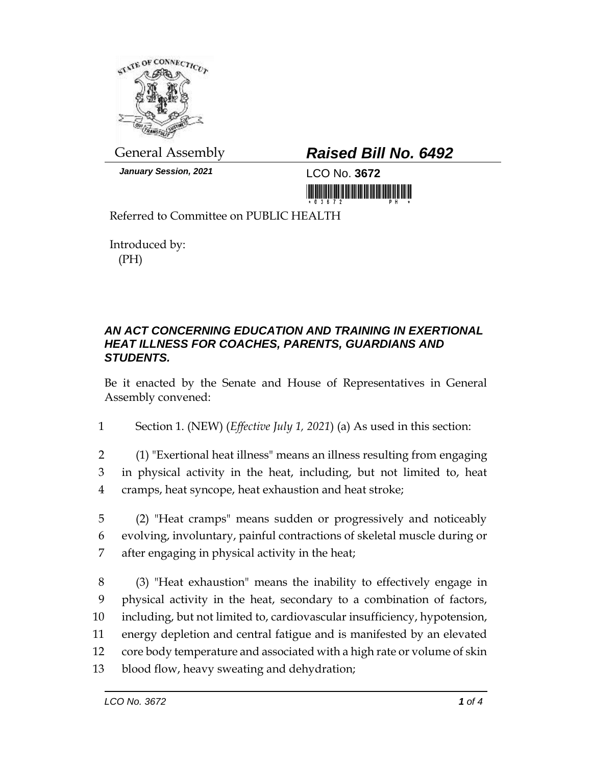General Assembly

**Raised Bill No. 6492**

*January Session, 2021*

LCO No. **3672**

Referred to Committee on PUBLIC HEALTH

Introduced by:
(PH)

### *AN ACT CONCERNING EDUCATION AND TRAINING IN EXERTIONAL HEAT ILLNESS FOR COACHES, PARENTS, GUARDIANS AND STUDENTS.*

Be it enacted by the Senate and House of Representatives in General Assembly convened:

1 Section 1. (NEW) (*Effective July 1, 2021*) (a) As used in this section:

2 (1) "Exertional heat illness" means an illness resulting from engaging
3 in physical activity in the heat, including, but not limited to, heat
4 cramps, heat syncope, heat exhaustion and heat stroke;

5 (2) "Heat cramps" means sudden or progressively and noticeably
6 evolving, involuntary, painful contractions of skeletal muscle during or
7 after engaging in physical activity in the heat;

8 (3) "Heat exhaustion" means the inability to effectively engage in
9 physical activity in the heat, secondary to a combination of factors,
10 including, but not limited to, cardiovascular insufficiency, hypotension,
11 energy depletion and central fatigue and is manifested by an elevated
12 core body temperature and associated with a high rate or volume of skin
13 blood flow, heavy sweating and dehydration;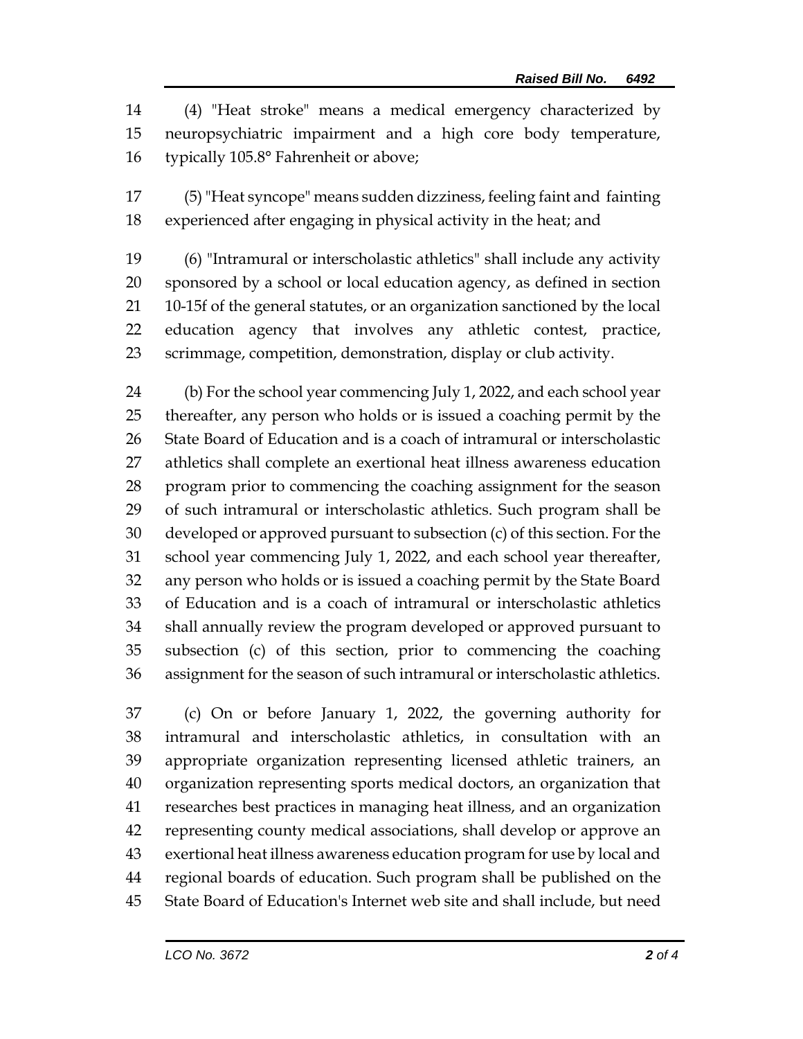(4) "Heat stroke" means a medical emergency characterized by neuropsychiatric impairment and a high core body temperature, typically 105.8° Fahrenheit or above;

(5) "Heat syncope" means sudden dizziness, feeling faint and fainting experienced after engaging in physical activity in the heat; and

(6) "Intramural or interscholastic athletics" shall include any activity sponsored by a school or local education agency, as defined in section 10-15f of the general statutes, or an organization sanctioned by the local education agency that involves any athletic contest, practice, scrimmage, competition, demonstration, display or club activity.

(b) For the school year commencing July 1, 2022, and each school year thereafter, any person who holds or is issued a coaching permit by the State Board of Education and is a coach of intramural or interscholastic athletics shall complete an exertional heat illness awareness education program prior to commencing the coaching assignment for the season of such intramural or interscholastic athletics. Such program shall be developed or approved pursuant to subsection (c) of this section. For the school year commencing July 1, 2022, and each school year thereafter, any person who holds or is issued a coaching permit by the State Board of Education and is a coach of intramural or interscholastic athletics shall annually review the program developed or approved pursuant to subsection (c) of this section, prior to commencing the coaching assignment for the season of such intramural or interscholastic athletics.

(c) On or before January 1, 2022, the governing authority for intramural and interscholastic athletics, in consultation with an appropriate organization representing licensed athletic trainers, an organization representing sports medical doctors, an organization that researches best practices in managing heat illness, and an organization representing county medical associations, shall develop or approve an exertional heat illness awareness education program for use by local and regional boards of education. Such program shall be published on the State Board of Education's Internet web site and shall include, but need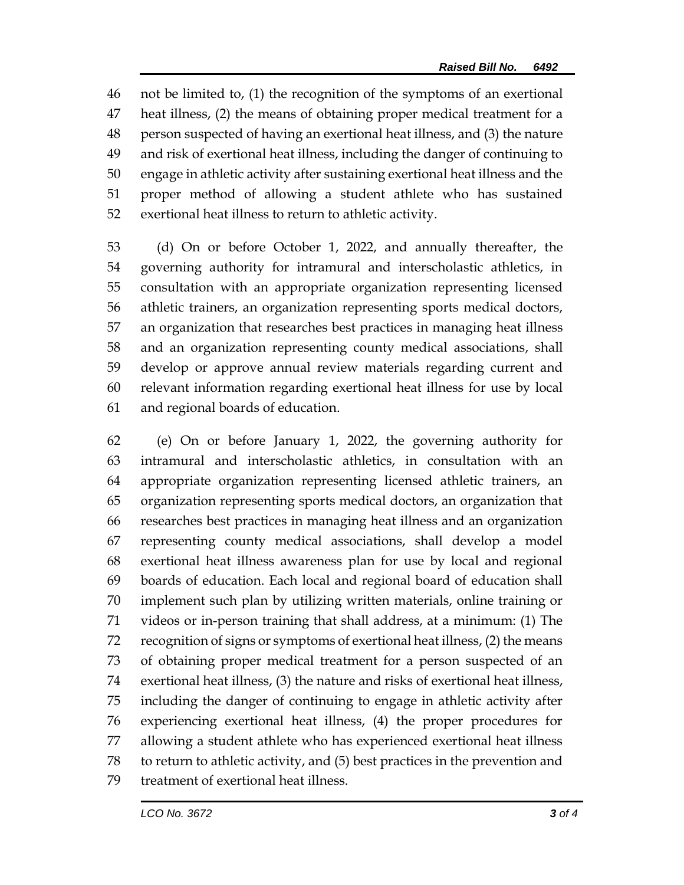not be limited to, (1) the recognition of the symptoms of an exertional heat illness, (2) the means of obtaining proper medical treatment for a person suspected of having an exertional heat illness, and (3) the nature and risk of exertional heat illness, including the danger of continuing to engage in athletic activity after sustaining exertional heat illness and the proper method of allowing a student athlete who has sustained exertional heat illness to return to athletic activity.

(d) On or before October 1, 2022, and annually thereafter, the governing authority for intramural and interscholastic athletics, in consultation with an appropriate organization representing licensed athletic trainers, an organization representing sports medical doctors, an organization that researches best practices in managing heat illness and an organization representing county medical associations, shall develop or approve annual review materials regarding current and relevant information regarding exertional heat illness for use by local and regional boards of education.

(e) On or before January 1, 2022, the governing authority for intramural and interscholastic athletics, in consultation with an appropriate organization representing licensed athletic trainers, an organization representing sports medical doctors, an organization that researches best practices in managing heat illness and an organization representing county medical associations, shall develop a model exertional heat illness awareness plan for use by local and regional boards of education. Each local and regional board of education shall implement such plan by utilizing written materials, online training or videos or in-person training that shall address, at a minimum: (1) The recognition of signs or symptoms of exertional heat illness, (2) the means of obtaining proper medical treatment for a person suspected of an exertional heat illness, (3) the nature and risks of exertional heat illness, including the danger of continuing to engage in athletic activity after experiencing exertional heat illness, (4) the proper procedures for allowing a student athlete who has experienced exertional heat illness to return to athletic activity, and (5) best practices in the prevention and treatment of exertional heat illness.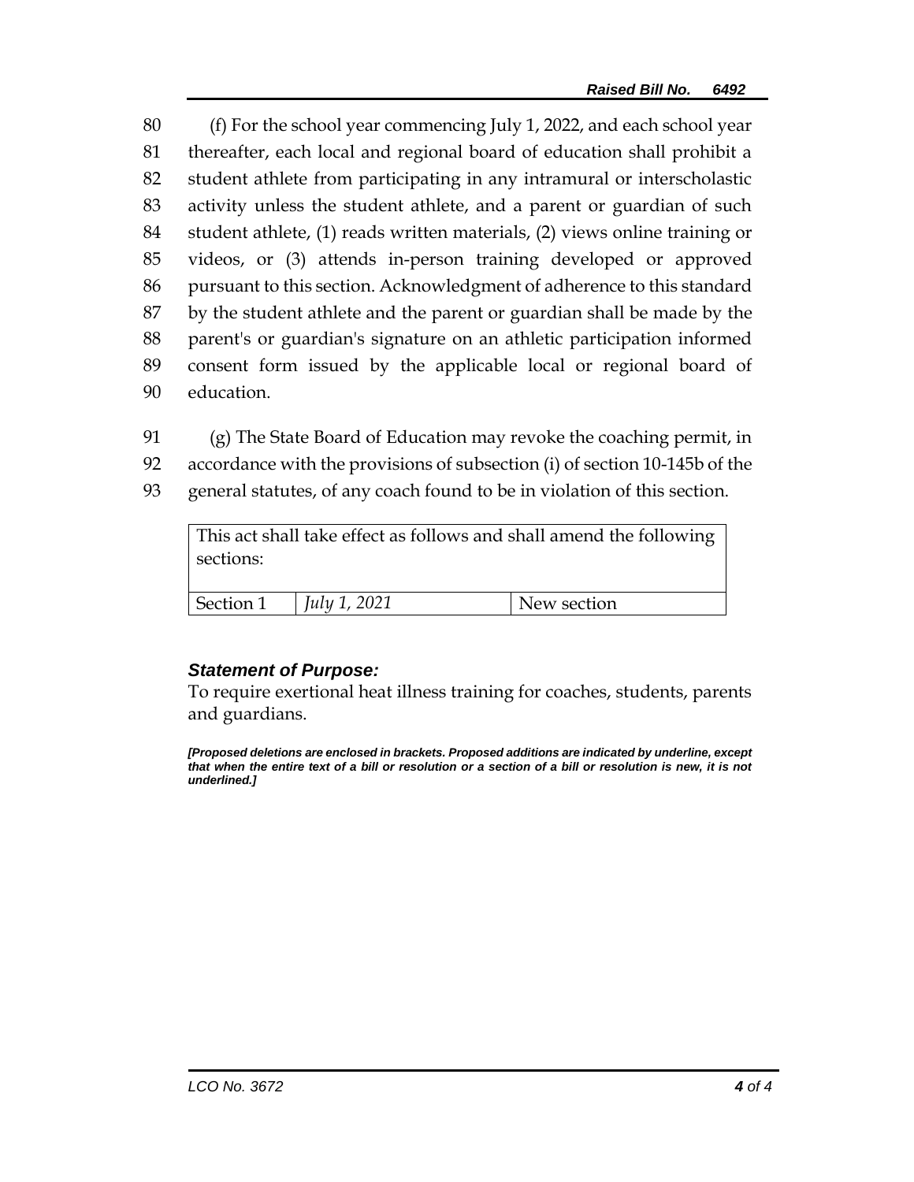(f) For the school year commencing July 1, 2022, and each school year thereafter, each local and regional board of education shall prohibit a student athlete from participating in any intramural or interscholastic activity unless the student athlete, and a parent or guardian of such student athlete, (1) reads written materials, (2) views online training or videos, or (3) attends in-person training developed or approved pursuant to this section. Acknowledgment of adherence to this standard by the student athlete and the parent or guardian shall be made by the parent's or guardian's signature on an athletic participation informed consent form issued by the applicable local or regional board of education.

(g) The State Board of Education may revoke the coaching permit, in accordance with the provisions of subsection (i) of section 10-145b of the general statutes, of any coach found to be in violation of this section.

| This act shall take effect as follows and shall amend the following sections: | | |
|---|---|---|
| Section 1 | *July 1, 2021* | New section |

### *Statement of Purpose:*

To require exertional heat illness training for coaches, students, parents and guardians.

***[Proposed deletions are enclosed in brackets. Proposed additions are indicated by underline, except that when the entire text of a bill or resolution or a section of a bill or resolution is new, it is not underlined.]***